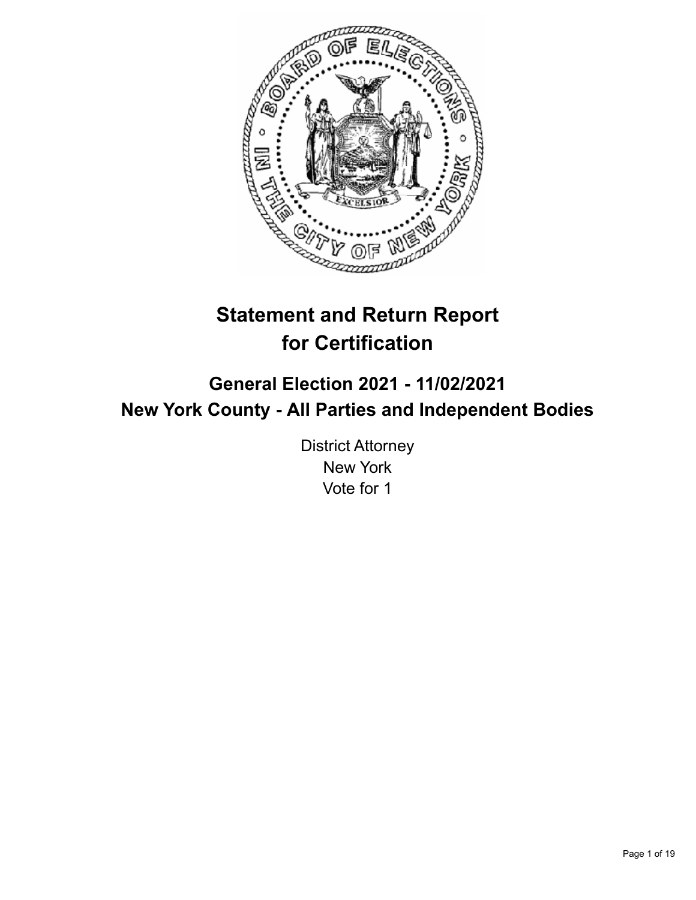# Statement and Return Report for Certification

## General Election 2021 - 11/02/2021
## New York County - All Parties and Independent Bodies

District Attorney
New York
Vote for 1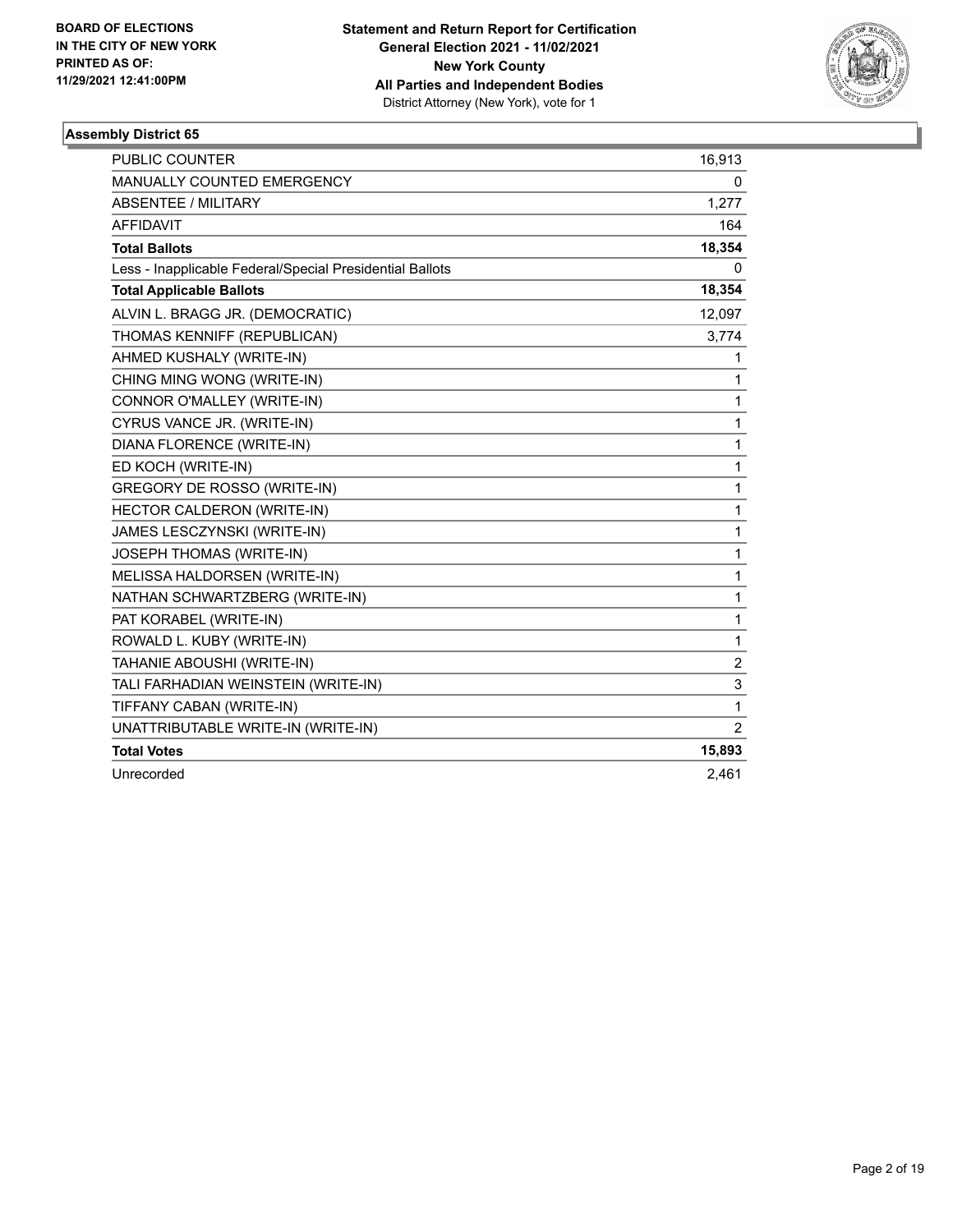BOARD OF ELECTIONS
IN THE CITY OF NEW YORK
PRINTED AS OF:
11/29/2021 12:41:00PM

**Statement and Return Report for Certification**
**General Election 2021 - 11/02/2021**
**New York County**
**All Parties and Independent Bodies**
District Attorney (New York), vote for 1

### Assembly District 65

| | |
|---|---|
| PUBLIC COUNTER | 16,913 |
| MANUALLY COUNTED EMERGENCY | 0 |
| ABSENTEE / MILITARY | 1,277 |
| AFFIDAVIT | 164 |
| **Total Ballots** | **18,354** |
| Less - Inapplicable Federal/Special Presidential Ballots | 0 |
| **Total Applicable Ballots** | **18,354** |
| ALVIN L. BRAGG JR. (DEMOCRATIC) | 12,097 |
| THOMAS KENNIFF (REPUBLICAN) | 3,774 |
| AHMED KUSHALY (WRITE-IN) | 1 |
| CHING MING WONG (WRITE-IN) | 1 |
| CONNOR O'MALLEY (WRITE-IN) | 1 |
| CYRUS VANCE JR. (WRITE-IN) | 1 |
| DIANA FLORENCE (WRITE-IN) | 1 |
| ED KOCH (WRITE-IN) | 1 |
| GREGORY DE ROSSO (WRITE-IN) | 1 |
| HECTOR CALDERON (WRITE-IN) | 1 |
| JAMES LESCZYNSKI (WRITE-IN) | 1 |
| JOSEPH THOMAS (WRITE-IN) | 1 |
| MELISSA HALDORSEN (WRITE-IN) | 1 |
| NATHAN SCHWARTZBERG (WRITE-IN) | 1 |
| PAT KORABEL (WRITE-IN) | 1 |
| ROWALD L. KUBY (WRITE-IN) | 1 |
| TAHANIE ABOUSHI (WRITE-IN) | 2 |
| TALI FARHADIAN WEINSTEIN (WRITE-IN) | 3 |
| TIFFANY CABAN (WRITE-IN) | 1 |
| UNATTRIBUTABLE WRITE-IN (WRITE-IN) | 2 |
| **Total Votes** | **15,893** |
| Unrecorded | 2,461 |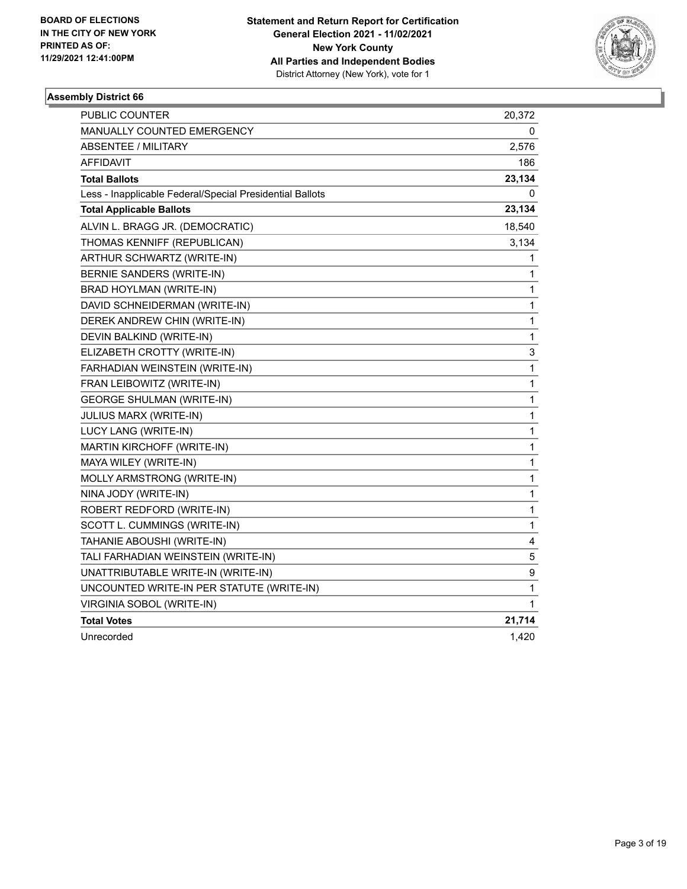**BOARD OF ELECTIONS IN THE CITY OF NEW YORK PRINTED AS OF: 11/29/2021 12:41:00PM**

**Statement and Return Report for Certification General Election 2021 - 11/02/2021 New York County All Parties and Independent Bodies**
District Attorney (New York), vote for 1

### Assembly District 66

| | |
|---|---|
| PUBLIC COUNTER | 20,372 |
| MANUALLY COUNTED EMERGENCY | 0 |
| ABSENTEE / MILITARY | 2,576 |
| AFFIDAVIT | 186 |
| **Total Ballots** | **23,134** |
| Less - Inapplicable Federal/Special Presidential Ballots | 0 |
| **Total Applicable Ballots** | **23,134** |
| ALVIN L. BRAGG JR. (DEMOCRATIC) | 18,540 |
| THOMAS KENNIFF (REPUBLICAN) | 3,134 |
| ARTHUR SCHWARTZ (WRITE-IN) | 1 |
| BERNIE SANDERS (WRITE-IN) | 1 |
| BRAD HOYLMAN (WRITE-IN) | 1 |
| DAVID SCHNEIDERMAN (WRITE-IN) | 1 |
| DEREK ANDREW CHIN (WRITE-IN) | 1 |
| DEVIN BALKIND (WRITE-IN) | 1 |
| ELIZABETH CROTTY (WRITE-IN) | 3 |
| FARHADIAN WEINSTEIN (WRITE-IN) | 1 |
| FRAN LEIBOWITZ (WRITE-IN) | 1 |
| GEORGE SHULMAN (WRITE-IN) | 1 |
| JULIUS MARX (WRITE-IN) | 1 |
| LUCY LANG (WRITE-IN) | 1 |
| MARTIN KIRCHOFF (WRITE-IN) | 1 |
| MAYA WILEY (WRITE-IN) | 1 |
| MOLLY ARMSTRONG (WRITE-IN) | 1 |
| NINA JODY (WRITE-IN) | 1 |
| ROBERT REDFORD (WRITE-IN) | 1 |
| SCOTT L. CUMMINGS (WRITE-IN) | 1 |
| TAHANIE ABOUSHI (WRITE-IN) | 4 |
| TALI FARHADIAN WEINSTEIN (WRITE-IN) | 5 |
| UNATTRIBUTABLE WRITE-IN (WRITE-IN) | 9 |
| UNCOUNTED WRITE-IN PER STATUTE (WRITE-IN) | 1 |
| VIRGINIA SOBOL (WRITE-IN) | 1 |
| **Total Votes** | **21,714** |
| Unrecorded | 1,420 |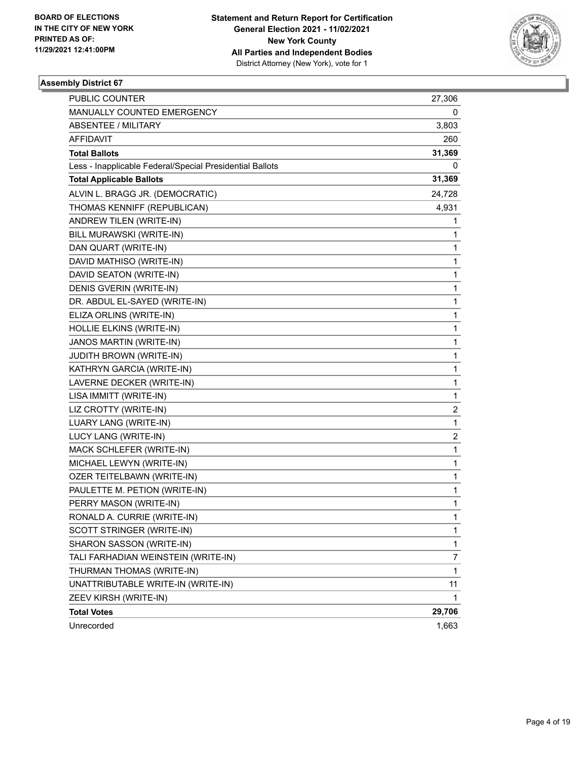BOARD OF ELECTIONS
IN THE CITY OF NEW YORK
PRINTED AS OF:
11/29/2021 12:41:00PM

**Statement and Return Report for Certification**
**General Election 2021 - 11/02/2021**
**New York County**
**All Parties and Independent Bodies**
District Attorney (New York), vote for 1

### Assembly District 67

| | |
|---|---|
| PUBLIC COUNTER | 27,306 |
| MANUALLY COUNTED EMERGENCY | 0 |
| ABSENTEE / MILITARY | 3,803 |
| AFFIDAVIT | 260 |
| **Total Ballots** | **31,369** |
| Less - Inapplicable Federal/Special Presidential Ballots | 0 |
| **Total Applicable Ballots** | **31,369** |
| ALVIN L. BRAGG JR. (DEMOCRATIC) | 24,728 |
| THOMAS KENNIFF (REPUBLICAN) | 4,931 |
| ANDREW TILEN (WRITE-IN) | 1 |
| BILL MURAWSKI (WRITE-IN) | 1 |
| DAN QUART (WRITE-IN) | 1 |
| DAVID MATHISO (WRITE-IN) | 1 |
| DAVID SEATON (WRITE-IN) | 1 |
| DENIS GVERIN (WRITE-IN) | 1 |
| DR. ABDUL EL-SAYED (WRITE-IN) | 1 |
| ELIZA ORLINS (WRITE-IN) | 1 |
| HOLLIE ELKINS (WRITE-IN) | 1 |
| JANOS MARTIN (WRITE-IN) | 1 |
| JUDITH BROWN (WRITE-IN) | 1 |
| KATHRYN GARCIA (WRITE-IN) | 1 |
| LAVERNE DECKER (WRITE-IN) | 1 |
| LISA IMMITT (WRITE-IN) | 1 |
| LIZ CROTTY (WRITE-IN) | 2 |
| LUARY LANG (WRITE-IN) | 1 |
| LUCY LANG (WRITE-IN) | 2 |
| MACK SCHLEFER (WRITE-IN) | 1 |
| MICHAEL LEWYN (WRITE-IN) | 1 |
| OZER TEITELBAWN (WRITE-IN) | 1 |
| PAULETTE M. PETION (WRITE-IN) | 1 |
| PERRY MASON (WRITE-IN) | 1 |
| RONALD A. CURRIE (WRITE-IN) | 1 |
| SCOTT STRINGER (WRITE-IN) | 1 |
| SHARON SASSON (WRITE-IN) | 1 |
| TALI FARHADIAN WEINSTEIN (WRITE-IN) | 7 |
| THURMAN THOMAS (WRITE-IN) | 1 |
| UNATTRIBUTABLE WRITE-IN (WRITE-IN) | 11 |
| ZEEV KIRSH (WRITE-IN) | 1 |
| **Total Votes** | **29,706** |
| Unrecorded | 1,663 |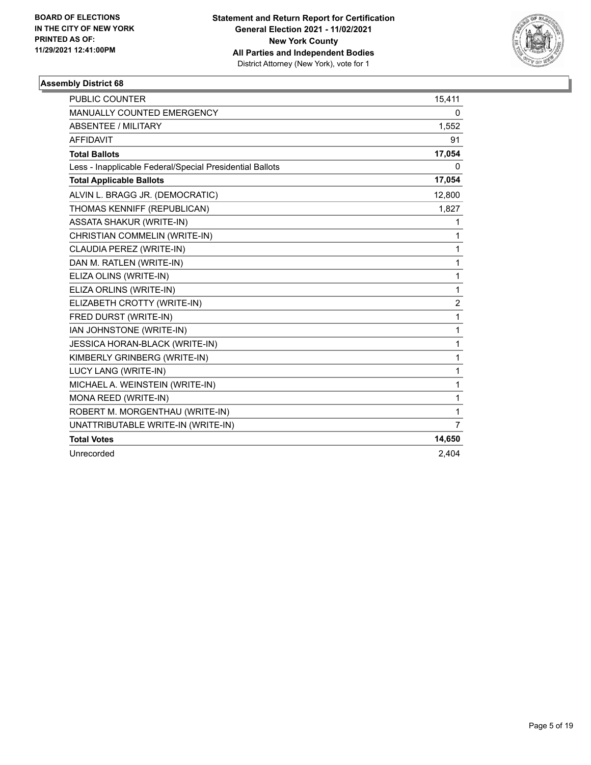**BOARD OF ELECTIONS IN THE CITY OF NEW YORK PRINTED AS OF: 11/29/2021 12:41:00PM**

**Statement and Return Report for Certification General Election 2021 - 11/02/2021 New York County All Parties and Independent Bodies**
District Attorney (New York), vote for 1

### Assembly District 68

| | |
|---|---|
| PUBLIC COUNTER | 15,411 |
| MANUALLY COUNTED EMERGENCY | 0 |
| ABSENTEE / MILITARY | 1,552 |
| AFFIDAVIT | 91 |
| **Total Ballots** | **17,054** |
| Less - Inapplicable Federal/Special Presidential Ballots | 0 |
| **Total Applicable Ballots** | **17,054** |
| ALVIN L. BRAGG JR. (DEMOCRATIC) | 12,800 |
| THOMAS KENNIFF (REPUBLICAN) | 1,827 |
| ASSATA SHAKUR (WRITE-IN) | 1 |
| CHRISTIAN COMMELIN (WRITE-IN) | 1 |
| CLAUDIA PEREZ (WRITE-IN) | 1 |
| DAN M. RATLEN (WRITE-IN) | 1 |
| ELIZA OLINS (WRITE-IN) | 1 |
| ELIZA ORLINS (WRITE-IN) | 1 |
| ELIZABETH CROTTY (WRITE-IN) | 2 |
| FRED DURST (WRITE-IN) | 1 |
| IAN JOHNSTONE (WRITE-IN) | 1 |
| JESSICA HORAN-BLACK (WRITE-IN) | 1 |
| KIMBERLY GRINBERG (WRITE-IN) | 1 |
| LUCY LANG (WRITE-IN) | 1 |
| MICHAEL A. WEINSTEIN (WRITE-IN) | 1 |
| MONA REED (WRITE-IN) | 1 |
| ROBERT M. MORGENTHAU (WRITE-IN) | 1 |
| UNATTRIBUTABLE WRITE-IN (WRITE-IN) | 7 |
| **Total Votes** | **14,650** |
| Unrecorded | 2,404 |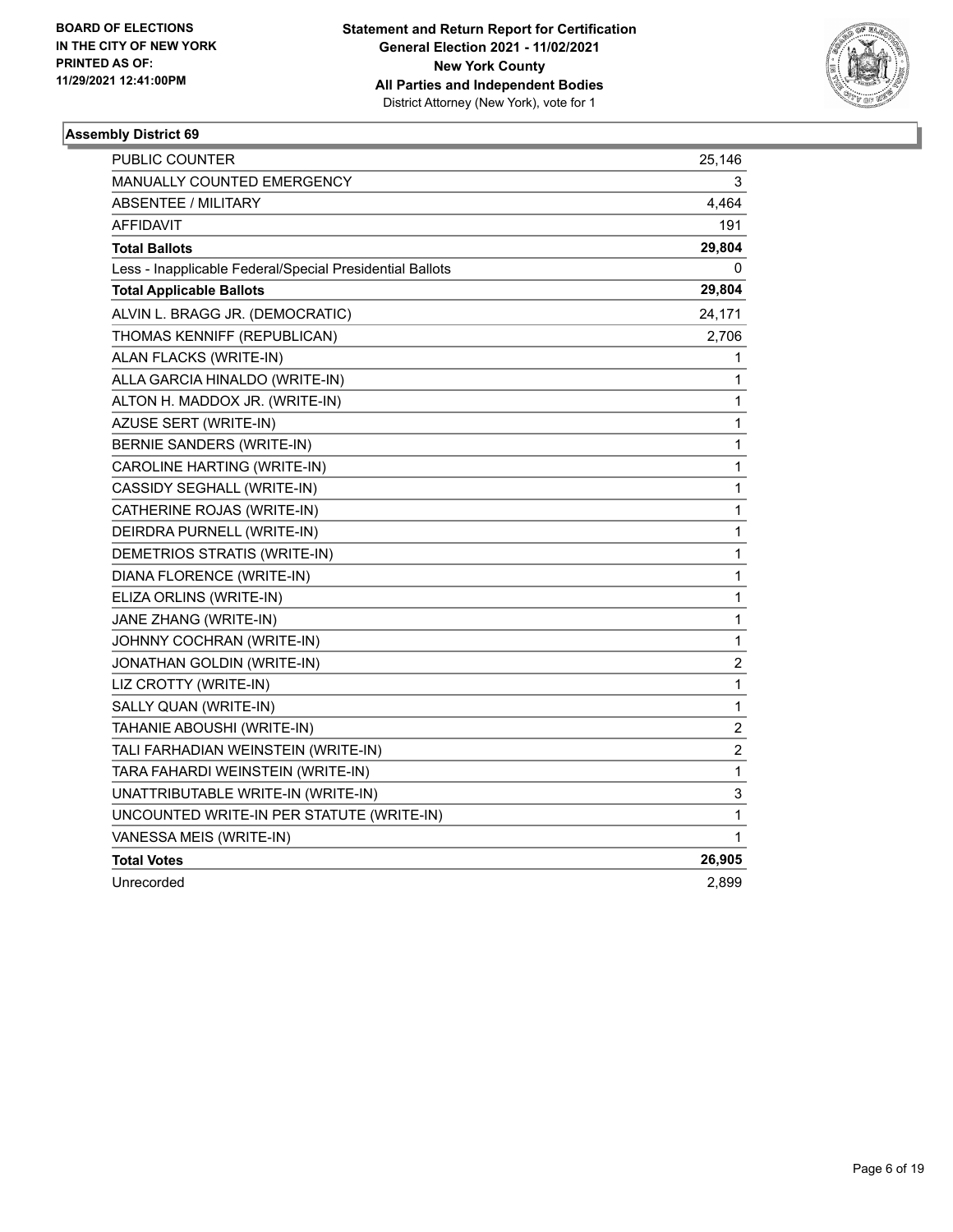BOARD OF ELECTIONS
IN THE CITY OF NEW YORK
PRINTED AS OF:
11/29/2021 12:41:00PM

**Statement and Return Report for Certification**
**General Election 2021 - 11/02/2021**
**New York County**
**All Parties and Independent Bodies**
District Attorney (New York), vote for 1

### Assembly District 69

| | |
|---|---|
| PUBLIC COUNTER | 25,146 |
| MANUALLY COUNTED EMERGENCY | 3 |
| ABSENTEE / MILITARY | 4,464 |
| AFFIDAVIT | 191 |
| **Total Ballots** | **29,804** |
| Less - Inapplicable Federal/Special Presidential Ballots | 0 |
| **Total Applicable Ballots** | **29,804** |
| ALVIN L. BRAGG JR. (DEMOCRATIC) | 24,171 |
| THOMAS KENNIFF (REPUBLICAN) | 2,706 |
| ALAN FLACKS (WRITE-IN) | 1 |
| ALLA GARCIA HINALDO (WRITE-IN) | 1 |
| ALTON H. MADDOX JR. (WRITE-IN) | 1 |
| AZUSE SERT (WRITE-IN) | 1 |
| BERNIE SANDERS (WRITE-IN) | 1 |
| CAROLINE HARTING (WRITE-IN) | 1 |
| CASSIDY SEGHALL (WRITE-IN) | 1 |
| CATHERINE ROJAS (WRITE-IN) | 1 |
| DEIRDRA PURNELL (WRITE-IN) | 1 |
| DEMETRIOS STRATIS (WRITE-IN) | 1 |
| DIANA FLORENCE (WRITE-IN) | 1 |
| ELIZA ORLINS (WRITE-IN) | 1 |
| JANE ZHANG (WRITE-IN) | 1 |
| JOHNNY COCHRAN (WRITE-IN) | 1 |
| JONATHAN GOLDIN (WRITE-IN) | 2 |
| LIZ CROTTY (WRITE-IN) | 1 |
| SALLY QUAN (WRITE-IN) | 1 |
| TAHANIE ABOUSHI (WRITE-IN) | 2 |
| TALI FARHADIAN WEINSTEIN (WRITE-IN) | 2 |
| TARA FAHARDI WEINSTEIN (WRITE-IN) | 1 |
| UNATTRIBUTABLE WRITE-IN (WRITE-IN) | 3 |
| UNCOUNTED WRITE-IN PER STATUTE (WRITE-IN) | 1 |
| VANESSA MEIS (WRITE-IN) | 1 |
| **Total Votes** | **26,905** |
| Unrecorded | 2,899 |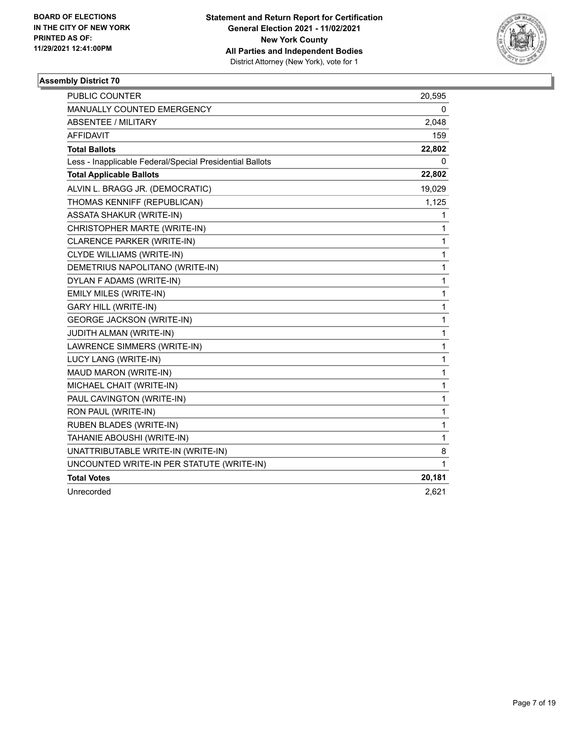BOARD OF ELECTIONS
IN THE CITY OF NEW YORK
PRINTED AS OF:
11/29/2021 12:41:00PM

**Statement and Return Report for Certification**
**General Election 2021 - 11/02/2021**
**New York County**
**All Parties and Independent Bodies**
District Attorney (New York), vote for 1

### Assembly District 70

| | |
|---|---|
| PUBLIC COUNTER | 20,595 |
| MANUALLY COUNTED EMERGENCY | 0 |
| ABSENTEE / MILITARY | 2,048 |
| AFFIDAVIT | 159 |
| **Total Ballots** | **22,802** |
| Less - Inapplicable Federal/Special Presidential Ballots | 0 |
| **Total Applicable Ballots** | **22,802** |
| ALVIN L. BRAGG JR. (DEMOCRATIC) | 19,029 |
| THOMAS KENNIFF (REPUBLICAN) | 1,125 |
| ASSATA SHAKUR (WRITE-IN) | 1 |
| CHRISTOPHER MARTE (WRITE-IN) | 1 |
| CLARENCE PARKER (WRITE-IN) | 1 |
| CLYDE WILLIAMS (WRITE-IN) | 1 |
| DEMETRIUS NAPOLITANO (WRITE-IN) | 1 |
| DYLAN F ADAMS (WRITE-IN) | 1 |
| EMILY MILES (WRITE-IN) | 1 |
| GARY HILL (WRITE-IN) | 1 |
| GEORGE JACKSON (WRITE-IN) | 1 |
| JUDITH ALMAN (WRITE-IN) | 1 |
| LAWRENCE SIMMERS (WRITE-IN) | 1 |
| LUCY LANG (WRITE-IN) | 1 |
| MAUD MARON (WRITE-IN) | 1 |
| MICHAEL CHAIT (WRITE-IN) | 1 |
| PAUL CAVINGTON (WRITE-IN) | 1 |
| RON PAUL (WRITE-IN) | 1 |
| RUBEN BLADES (WRITE-IN) | 1 |
| TAHANIE ABOUSHI (WRITE-IN) | 1 |
| UNATTRIBUTABLE WRITE-IN (WRITE-IN) | 8 |
| UNCOUNTED WRITE-IN PER STATUTE (WRITE-IN) | 1 |
| **Total Votes** | **20,181** |
| Unrecorded | 2,621 |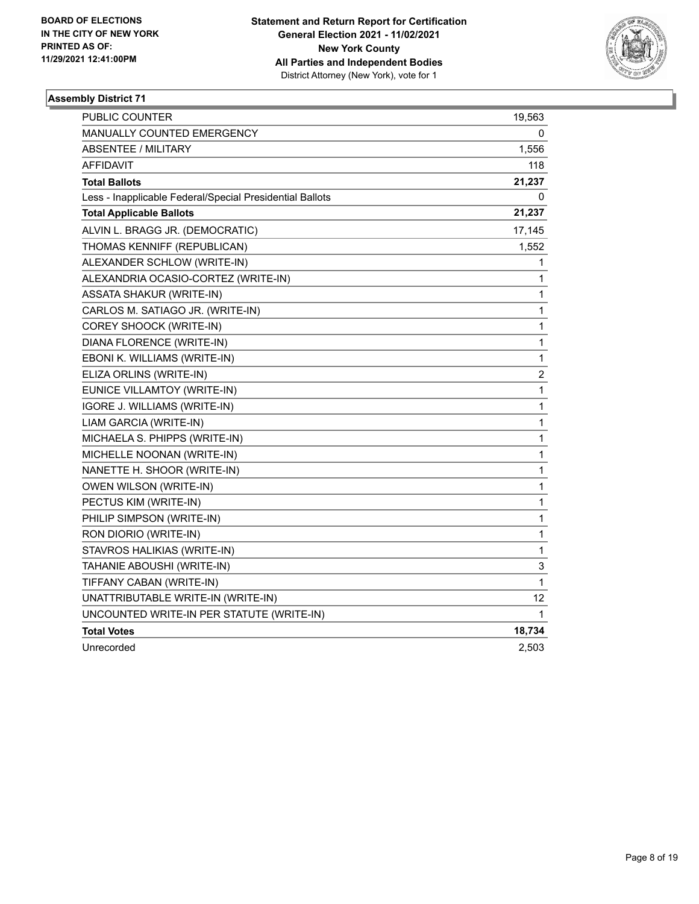BOARD OF ELECTIONS
IN THE CITY OF NEW YORK
PRINTED AS OF:
11/29/2021 12:41:00PM

**Statement and Return Report for Certification**
**General Election 2021 - 11/02/2021**
**New York County**
**All Parties and Independent Bodies**
District Attorney (New York), vote for 1

### Assembly District 71

| | |
|---|---|
| PUBLIC COUNTER | 19,563 |
| MANUALLY COUNTED EMERGENCY | 0 |
| ABSENTEE / MILITARY | 1,556 |
| AFFIDAVIT | 118 |
| **Total Ballots** | **21,237** |
| Less - Inapplicable Federal/Special Presidential Ballots | 0 |
| **Total Applicable Ballots** | **21,237** |
| ALVIN L. BRAGG JR. (DEMOCRATIC) | 17,145 |
| THOMAS KENNIFF (REPUBLICAN) | 1,552 |
| ALEXANDER SCHLOW (WRITE-IN) | 1 |
| ALEXANDRIA OCASIO-CORTEZ (WRITE-IN) | 1 |
| ASSATA SHAKUR (WRITE-IN) | 1 |
| CARLOS M. SATIAGO JR. (WRITE-IN) | 1 |
| COREY SHOOCK (WRITE-IN) | 1 |
| DIANA FLORENCE (WRITE-IN) | 1 |
| EBONI K. WILLIAMS (WRITE-IN) | 1 |
| ELIZA ORLINS (WRITE-IN) | 2 |
| EUNICE VILLAMTOY (WRITE-IN) | 1 |
| IGORE J. WILLIAMS (WRITE-IN) | 1 |
| LIAM GARCIA (WRITE-IN) | 1 |
| MICHAELA S. PHIPPS (WRITE-IN) | 1 |
| MICHELLE NOONAN (WRITE-IN) | 1 |
| NANETTE H. SHOOR (WRITE-IN) | 1 |
| OWEN WILSON (WRITE-IN) | 1 |
| PECTUS KIM (WRITE-IN) | 1 |
| PHILIP SIMPSON (WRITE-IN) | 1 |
| RON DIORIO (WRITE-IN) | 1 |
| STAVROS HALIKIAS (WRITE-IN) | 1 |
| TAHANIE ABOUSHI (WRITE-IN) | 3 |
| TIFFANY CABAN (WRITE-IN) | 1 |
| UNATTRIBUTABLE WRITE-IN (WRITE-IN) | 12 |
| UNCOUNTED WRITE-IN PER STATUTE (WRITE-IN) | 1 |
| **Total Votes** | **18,734** |
| Unrecorded | 2,503 |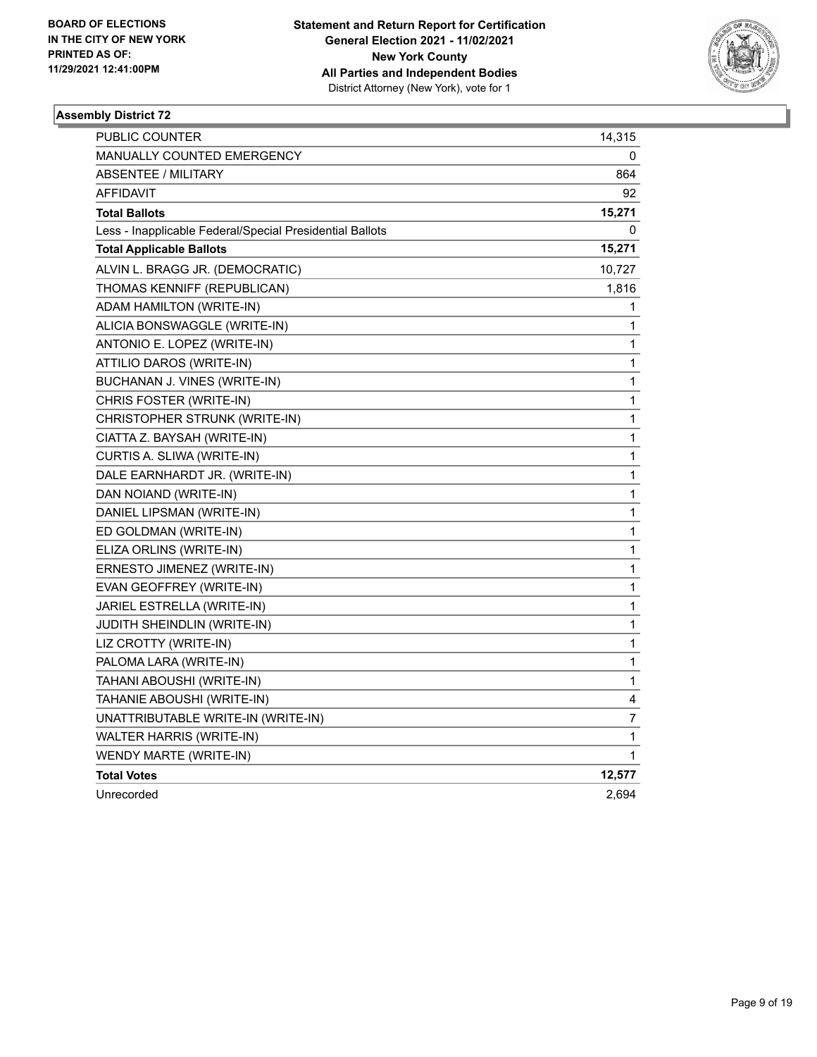BOARD OF ELECTIONS
IN THE CITY OF NEW YORK
PRINTED AS OF:
11/29/2021 12:41:00PM

**Statement and Return Report for Certification**
**General Election 2021 - 11/02/2021**
**New York County**
**All Parties and Independent Bodies**
District Attorney (New York), vote for 1

## Assembly District 72

| | |
|---|---|
| PUBLIC COUNTER | 14,315 |
| MANUALLY COUNTED EMERGENCY | 0 |
| ABSENTEE / MILITARY | 864 |
| AFFIDAVIT | 92 |
| **Total Ballots** | **15,271** |
| Less - Inapplicable Federal/Special Presidential Ballots | 0 |
| **Total Applicable Ballots** | **15,271** |
| ALVIN L. BRAGG JR. (DEMOCRATIC) | 10,727 |
| THOMAS KENNIFF (REPUBLICAN) | 1,816 |
| ADAM HAMILTON (WRITE-IN) | 1 |
| ALICIA BONSWAGGLE (WRITE-IN) | 1 |
| ANTONIO E. LOPEZ (WRITE-IN) | 1 |
| ATTILIO DAROS (WRITE-IN) | 1 |
| BUCHANAN J. VINES (WRITE-IN) | 1 |
| CHRIS FOSTER (WRITE-IN) | 1 |
| CHRISTOPHER STRUNK (WRITE-IN) | 1 |
| CIATTA Z. BAYSAH (WRITE-IN) | 1 |
| CURTIS A. SLIWA (WRITE-IN) | 1 |
| DALE EARNHARDT JR. (WRITE-IN) | 1 |
| DAN NOIAND (WRITE-IN) | 1 |
| DANIEL LIPSMAN (WRITE-IN) | 1 |
| ED GOLDMAN (WRITE-IN) | 1 |
| ELIZA ORLINS (WRITE-IN) | 1 |
| ERNESTO JIMENEZ (WRITE-IN) | 1 |
| EVAN GEOFFREY (WRITE-IN) | 1 |
| JARIEL ESTRELLA (WRITE-IN) | 1 |
| JUDITH SHEINDLIN (WRITE-IN) | 1 |
| LIZ CROTTY (WRITE-IN) | 1 |
| PALOMA LARA (WRITE-IN) | 1 |
| TAHANI ABOUSHI (WRITE-IN) | 1 |
| TAHANIE ABOUSHI (WRITE-IN) | 4 |
| UNATTRIBUTABLE WRITE-IN (WRITE-IN) | 7 |
| WALTER HARRIS (WRITE-IN) | 1 |
| WENDY MARTE (WRITE-IN) | 1 |
| **Total Votes** | **12,577** |
| Unrecorded | 2,694 |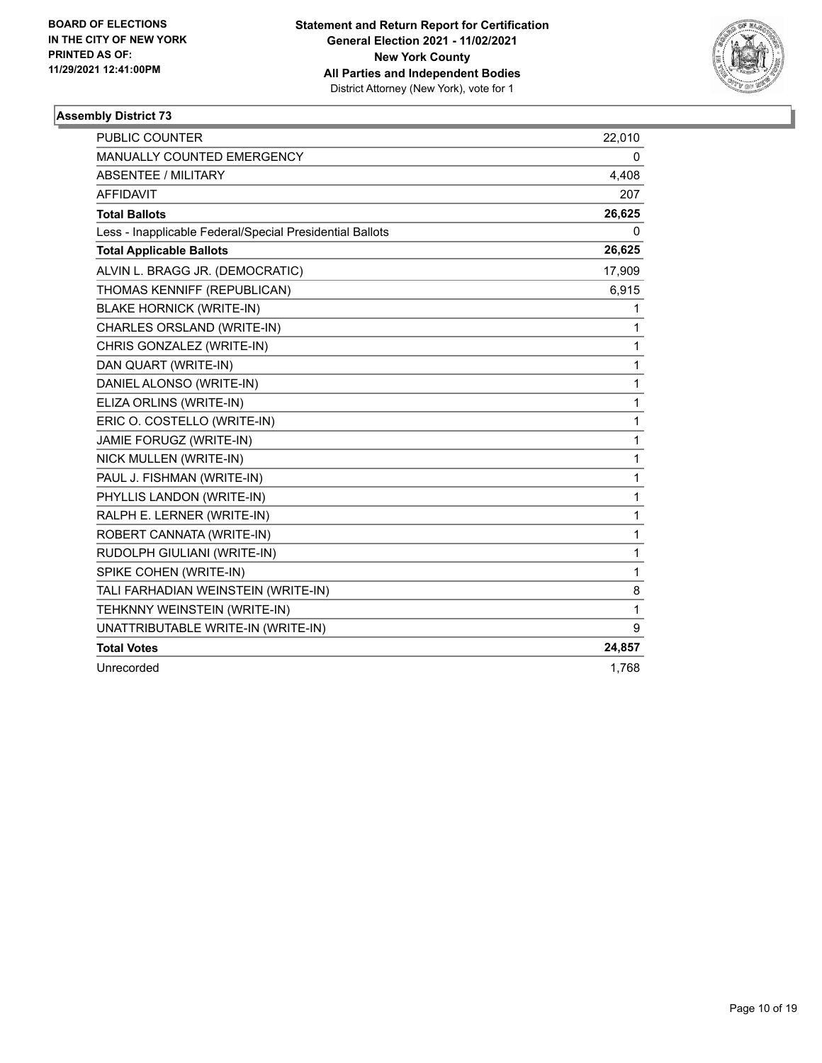**BOARD OF ELECTIONS IN THE CITY OF NEW YORK PRINTED AS OF: 11/29/2021 12:41:00PM**

**Statement and Return Report for Certification General Election 2021 - 11/02/2021 New York County All Parties and Independent Bodies**
District Attorney (New York), vote for 1

### Assembly District 73

| | |
|---|---|
| PUBLIC COUNTER | 22,010 |
| MANUALLY COUNTED EMERGENCY | 0 |
| ABSENTEE / MILITARY | 4,408 |
| AFFIDAVIT | 207 |
| **Total Ballots** | **26,625** |
| Less - Inapplicable Federal/Special Presidential Ballots | 0 |
| **Total Applicable Ballots** | **26,625** |
| ALVIN L. BRAGG JR. (DEMOCRATIC) | 17,909 |
| THOMAS KENNIFF (REPUBLICAN) | 6,915 |
| BLAKE HORNICK (WRITE-IN) | 1 |
| CHARLES ORSLAND (WRITE-IN) | 1 |
| CHRIS GONZALEZ (WRITE-IN) | 1 |
| DAN QUART (WRITE-IN) | 1 |
| DANIEL ALONSO (WRITE-IN) | 1 |
| ELIZA ORLINS (WRITE-IN) | 1 |
| ERIC O. COSTELLO (WRITE-IN) | 1 |
| JAMIE FORUGZ (WRITE-IN) | 1 |
| NICK MULLEN (WRITE-IN) | 1 |
| PAUL J. FISHMAN (WRITE-IN) | 1 |
| PHYLLIS LANDON (WRITE-IN) | 1 |
| RALPH E. LERNER (WRITE-IN) | 1 |
| ROBERT CANNATA (WRITE-IN) | 1 |
| RUDOLPH GIULIANI (WRITE-IN) | 1 |
| SPIKE COHEN (WRITE-IN) | 1 |
| TALI FARHADIAN WEINSTEIN (WRITE-IN) | 8 |
| TEHKNNY WEINSTEIN (WRITE-IN) | 1 |
| UNATTRIBUTABLE WRITE-IN (WRITE-IN) | 9 |
| **Total Votes** | **24,857** |
| Unrecorded | 1,768 |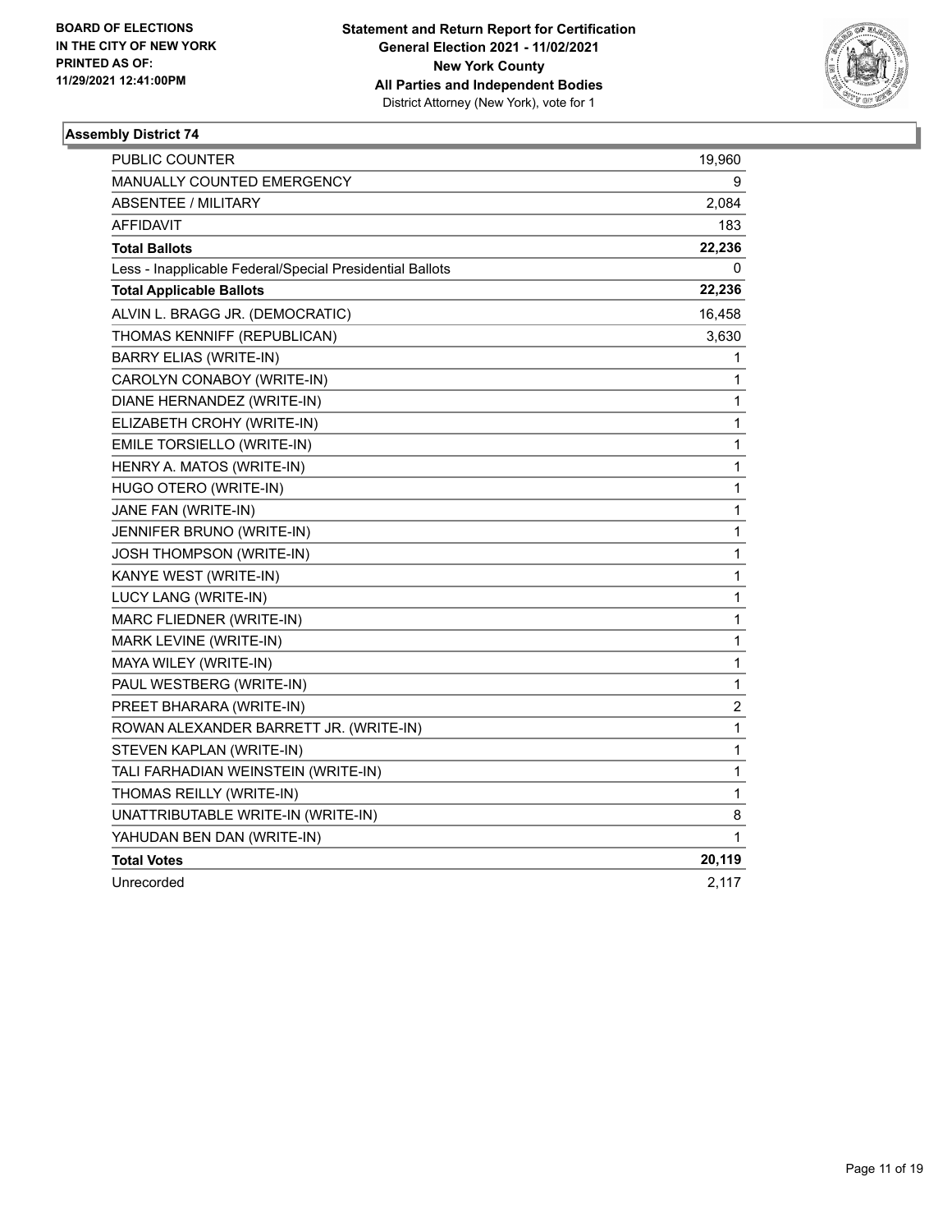BOARD OF ELECTIONS
IN THE CITY OF NEW YORK
PRINTED AS OF:
11/29/2021 12:41:00PM

**Statement and Return Report for Certification**
**General Election 2021 - 11/02/2021**
**New York County**
**All Parties and Independent Bodies**
District Attorney (New York), vote for 1

### Assembly District 74

| | |
|---|---|
| PUBLIC COUNTER | 19,960 |
| MANUALLY COUNTED EMERGENCY | 9 |
| ABSENTEE / MILITARY | 2,084 |
| AFFIDAVIT | 183 |
| **Total Ballots** | **22,236** |
| Less - Inapplicable Federal/Special Presidential Ballots | 0 |
| **Total Applicable Ballots** | **22,236** |
| ALVIN L. BRAGG JR. (DEMOCRATIC) | 16,458 |
| THOMAS KENNIFF (REPUBLICAN) | 3,630 |
| BARRY ELIAS (WRITE-IN) | 1 |
| CAROLYN CONABOY (WRITE-IN) | 1 |
| DIANE HERNANDEZ (WRITE-IN) | 1 |
| ELIZABETH CROHY (WRITE-IN) | 1 |
| EMILE TORSIELLO (WRITE-IN) | 1 |
| HENRY A. MATOS (WRITE-IN) | 1 |
| HUGO OTERO (WRITE-IN) | 1 |
| JANE FAN (WRITE-IN) | 1 |
| JENNIFER BRUNO (WRITE-IN) | 1 |
| JOSH THOMPSON (WRITE-IN) | 1 |
| KANYE WEST (WRITE-IN) | 1 |
| LUCY LANG (WRITE-IN) | 1 |
| MARC FLIEDNER (WRITE-IN) | 1 |
| MARK LEVINE (WRITE-IN) | 1 |
| MAYA WILEY (WRITE-IN) | 1 |
| PAUL WESTBERG (WRITE-IN) | 1 |
| PREET BHARARA (WRITE-IN) | 2 |
| ROWAN ALEXANDER BARRETT JR. (WRITE-IN) | 1 |
| STEVEN KAPLAN (WRITE-IN) | 1 |
| TALI FARHADIAN WEINSTEIN (WRITE-IN) | 1 |
| THOMAS REILLY (WRITE-IN) | 1 |
| UNATTRIBUTABLE WRITE-IN (WRITE-IN) | 8 |
| YAHUDAN BEN DAN (WRITE-IN) | 1 |
| **Total Votes** | **20,119** |
| Unrecorded | 2,117 |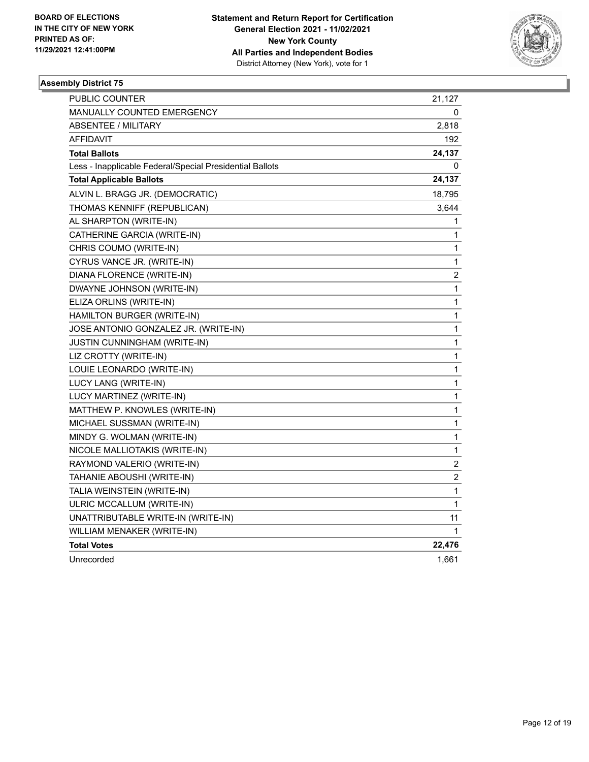BOARD OF ELECTIONS
IN THE CITY OF NEW YORK
PRINTED AS OF:
11/29/2021 12:41:00PM

**Statement and Return Report for Certification**
**General Election 2021 - 11/02/2021**
**New York County**
**All Parties and Independent Bodies**
District Attorney (New York), vote for 1

### Assembly District 75

| | |
|---|---|
| PUBLIC COUNTER | 21,127 |
| MANUALLY COUNTED EMERGENCY | 0 |
| ABSENTEE / MILITARY | 2,818 |
| AFFIDAVIT | 192 |
| **Total Ballots** | **24,137** |
| Less - Inapplicable Federal/Special Presidential Ballots | 0 |
| **Total Applicable Ballots** | **24,137** |
| ALVIN L. BRAGG JR. (DEMOCRATIC) | 18,795 |
| THOMAS KENNIFF (REPUBLICAN) | 3,644 |
| AL SHARPTON (WRITE-IN) | 1 |
| CATHERINE GARCIA (WRITE-IN) | 1 |
| CHRIS COUMO (WRITE-IN) | 1 |
| CYRUS VANCE JR. (WRITE-IN) | 1 |
| DIANA FLORENCE (WRITE-IN) | 2 |
| DWAYNE JOHNSON (WRITE-IN) | 1 |
| ELIZA ORLINS (WRITE-IN) | 1 |
| HAMILTON BURGER (WRITE-IN) | 1 |
| JOSE ANTONIO GONZALEZ JR. (WRITE-IN) | 1 |
| JUSTIN CUNNINGHAM (WRITE-IN) | 1 |
| LIZ CROTTY (WRITE-IN) | 1 |
| LOUIE LEONARDO (WRITE-IN) | 1 |
| LUCY LANG (WRITE-IN) | 1 |
| LUCY MARTINEZ (WRITE-IN) | 1 |
| MATTHEW P. KNOWLES (WRITE-IN) | 1 |
| MICHAEL SUSSMAN (WRITE-IN) | 1 |
| MINDY G. WOLMAN (WRITE-IN) | 1 |
| NICOLE MALLIOTAKIS (WRITE-IN) | 1 |
| RAYMOND VALERIO (WRITE-IN) | 2 |
| TAHANIE ABOUSHI (WRITE-IN) | 2 |
| TALIA WEINSTEIN (WRITE-IN) | 1 |
| ULRIC MCCALLUM (WRITE-IN) | 1 |
| UNATTRIBUTABLE WRITE-IN (WRITE-IN) | 11 |
| WILLIAM MENAKER (WRITE-IN) | 1 |
| **Total Votes** | **22,476** |
| Unrecorded | 1,661 |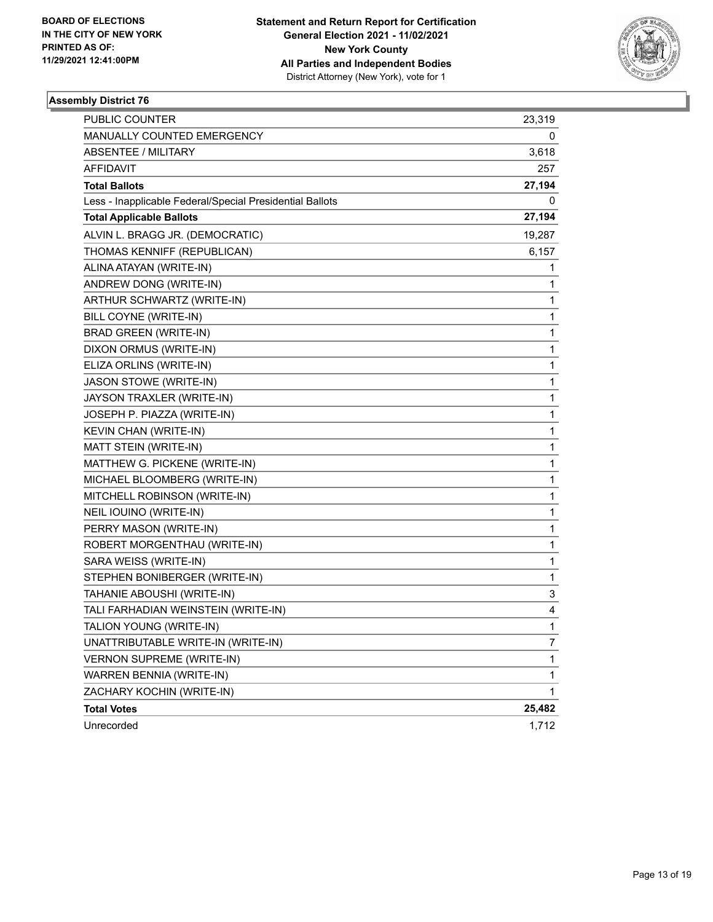BOARD OF ELECTIONS
IN THE CITY OF NEW YORK
PRINTED AS OF:
11/29/2021 12:41:00PM

**Statement and Return Report for Certification**
**General Election 2021 - 11/02/2021**
**New York County**
**All Parties and Independent Bodies**
District Attorney (New York), vote for 1

## Assembly District 76

| | |
|---|---|
| PUBLIC COUNTER | 23,319 |
| MANUALLY COUNTED EMERGENCY | 0 |
| ABSENTEE / MILITARY | 3,618 |
| AFFIDAVIT | 257 |
| **Total Ballots** | **27,194** |
| Less - Inapplicable Federal/Special Presidential Ballots | 0 |
| **Total Applicable Ballots** | **27,194** |
| ALVIN L. BRAGG JR. (DEMOCRATIC) | 19,287 |
| THOMAS KENNIFF (REPUBLICAN) | 6,157 |
| ALINA ATAYAN (WRITE-IN) | 1 |
| ANDREW DONG (WRITE-IN) | 1 |
| ARTHUR SCHWARTZ (WRITE-IN) | 1 |
| BILL COYNE (WRITE-IN) | 1 |
| BRAD GREEN (WRITE-IN) | 1 |
| DIXON ORMUS (WRITE-IN) | 1 |
| ELIZA ORLINS (WRITE-IN) | 1 |
| JASON STOWE (WRITE-IN) | 1 |
| JAYSON TRAXLER (WRITE-IN) | 1 |
| JOSEPH P. PIAZZA (WRITE-IN) | 1 |
| KEVIN CHAN (WRITE-IN) | 1 |
| MATT STEIN (WRITE-IN) | 1 |
| MATTHEW G. PICKENE (WRITE-IN) | 1 |
| MICHAEL BLOOMBERG (WRITE-IN) | 1 |
| MITCHELL ROBINSON (WRITE-IN) | 1 |
| NEIL IOUINO (WRITE-IN) | 1 |
| PERRY MASON (WRITE-IN) | 1 |
| ROBERT MORGENTHAU (WRITE-IN) | 1 |
| SARA WEISS (WRITE-IN) | 1 |
| STEPHEN BONIBERGER (WRITE-IN) | 1 |
| TAHANIE ABOUSHI (WRITE-IN) | 3 |
| TALI FARHADIAN WEINSTEIN (WRITE-IN) | 4 |
| TALION YOUNG (WRITE-IN) | 1 |
| UNATTRIBUTABLE WRITE-IN (WRITE-IN) | 7 |
| VERNON SUPREME (WRITE-IN) | 1 |
| WARREN BENNIA (WRITE-IN) | 1 |
| ZACHARY KOCHIN (WRITE-IN) | 1 |
| **Total Votes** | **25,482** |
| Unrecorded | 1,712 |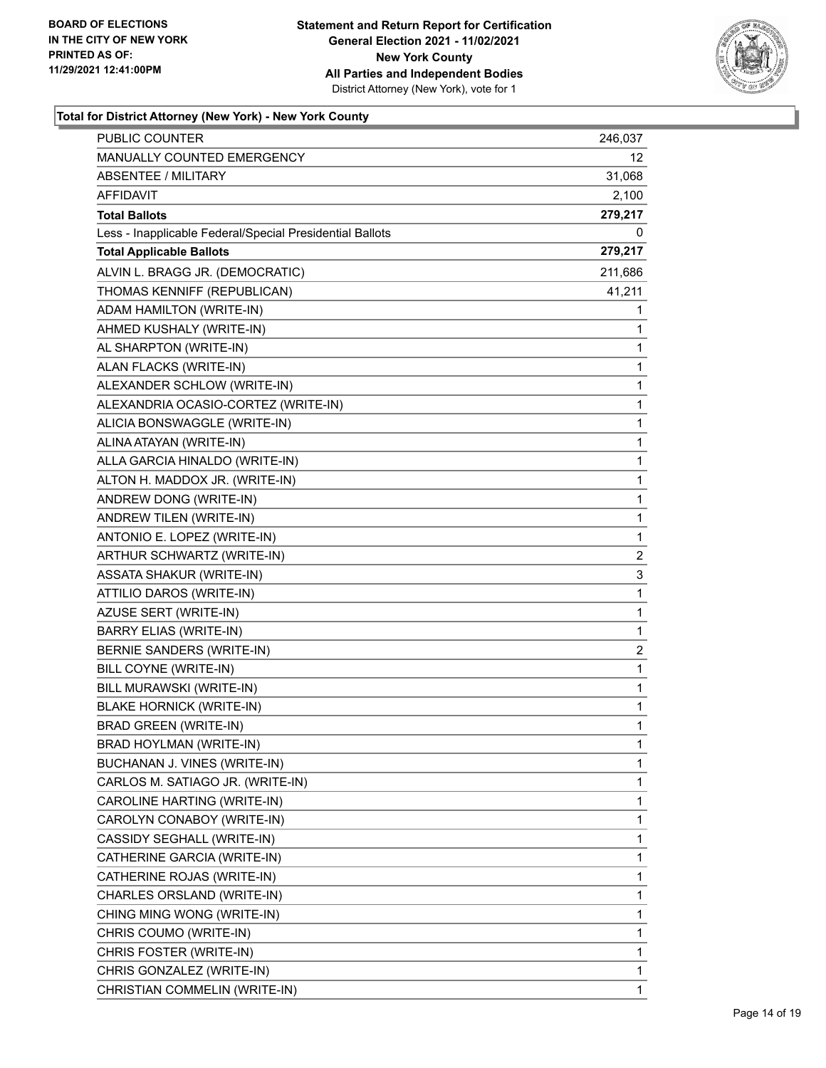**BOARD OF ELECTIONS**
**IN THE CITY OF NEW YORK**
**PRINTED AS OF:**
**11/29/2021 12:41:00PM**

**Statement and Return Report for Certification**
**General Election 2021 - 11/02/2021**
**New York County**
**All Parties and Independent Bodies**
District Attorney (New York), vote for 1

### Total for District Attorney (New York) - New York County

| | |
|---|---|
| PUBLIC COUNTER | 246,037 |
| MANUALLY COUNTED EMERGENCY | 12 |
| ABSENTEE / MILITARY | 31,068 |
| AFFIDAVIT | 2,100 |
| **Total Ballots** | **279,217** |
| Less - Inapplicable Federal/Special Presidential Ballots | 0 |
| **Total Applicable Ballots** | **279,217** |
| ALVIN L. BRAGG JR. (DEMOCRATIC) | 211,686 |
| THOMAS KENNIFF (REPUBLICAN) | 41,211 |
| ADAM HAMILTON (WRITE-IN) | 1 |
| AHMED KUSHALY (WRITE-IN) | 1 |
| AL SHARPTON (WRITE-IN) | 1 |
| ALAN FLACKS (WRITE-IN) | 1 |
| ALEXANDER SCHLOW (WRITE-IN) | 1 |
| ALEXANDRIA OCASIO-CORTEZ (WRITE-IN) | 1 |
| ALICIA BONSWAGGLE (WRITE-IN) | 1 |
| ALINA ATAYAN (WRITE-IN) | 1 |
| ALLA GARCIA HINALDO (WRITE-IN) | 1 |
| ALTON H. MADDOX JR. (WRITE-IN) | 1 |
| ANDREW DONG (WRITE-IN) | 1 |
| ANDREW TILEN (WRITE-IN) | 1 |
| ANTONIO E. LOPEZ (WRITE-IN) | 1 |
| ARTHUR SCHWARTZ (WRITE-IN) | 2 |
| ASSATA SHAKUR (WRITE-IN) | 3 |
| ATTILIO DAROS (WRITE-IN) | 1 |
| AZUSE SERT (WRITE-IN) | 1 |
| BARRY ELIAS (WRITE-IN) | 1 |
| BERNIE SANDERS (WRITE-IN) | 2 |
| BILL COYNE (WRITE-IN) | 1 |
| BILL MURAWSKI (WRITE-IN) | 1 |
| BLAKE HORNICK (WRITE-IN) | 1 |
| BRAD GREEN (WRITE-IN) | 1 |
| BRAD HOYLMAN (WRITE-IN) | 1 |
| BUCHANAN J. VINES (WRITE-IN) | 1 |
| CARLOS M. SATIAGO JR. (WRITE-IN) | 1 |
| CAROLINE HARTING (WRITE-IN) | 1 |
| CAROLYN CONABOY (WRITE-IN) | 1 |
| CASSIDY SEGHALL (WRITE-IN) | 1 |
| CATHERINE GARCIA (WRITE-IN) | 1 |
| CATHERINE ROJAS (WRITE-IN) | 1 |
| CHARLES ORSLAND (WRITE-IN) | 1 |
| CHING MING WONG (WRITE-IN) | 1 |
| CHRIS COUMO (WRITE-IN) | 1 |
| CHRIS FOSTER (WRITE-IN) | 1 |
| CHRIS GONZALEZ (WRITE-IN) | 1 |
| CHRISTIAN COMMELIN (WRITE-IN) | 1 |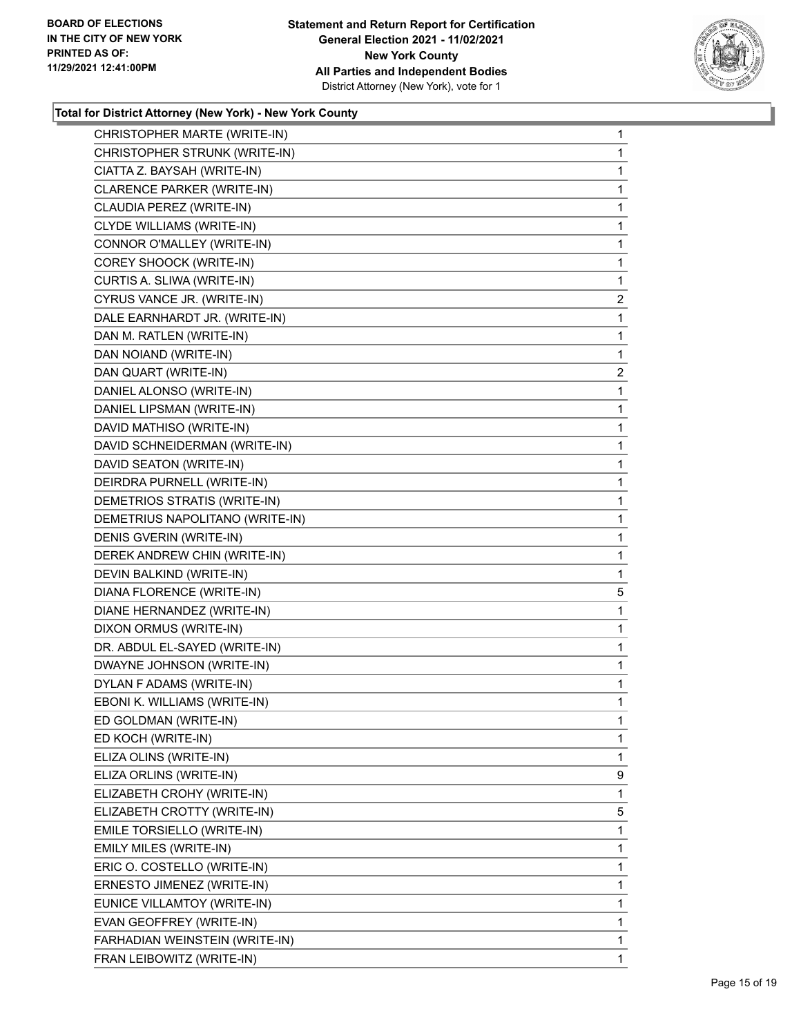**Statement and Return Report for Certification**
**General Election 2021 - 11/02/2021**
**New York County**
**All Parties and Independent Bodies**
District Attorney (New York), vote for 1

BOARD OF ELECTIONS
IN THE CITY OF NEW YORK
PRINTED AS OF:
11/29/2021 12:41:00PM

### Total for District Attorney (New York) - New York County

| | |
|---|---|
| CHRISTOPHER MARTE (WRITE-IN) | 1 |
| CHRISTOPHER STRUNK (WRITE-IN) | 1 |
| CIATTA Z. BAYSAH (WRITE-IN) | 1 |
| CLARENCE PARKER (WRITE-IN) | 1 |
| CLAUDIA PEREZ (WRITE-IN) | 1 |
| CLYDE WILLIAMS (WRITE-IN) | 1 |
| CONNOR O'MALLEY (WRITE-IN) | 1 |
| COREY SHOOCK (WRITE-IN) | 1 |
| CURTIS A. SLIWA (WRITE-IN) | 1 |
| CYRUS VANCE JR. (WRITE-IN) | 2 |
| DALE EARNHARDT JR. (WRITE-IN) | 1 |
| DAN M. RATLEN (WRITE-IN) | 1 |
| DAN NOIAND (WRITE-IN) | 1 |
| DAN QUART (WRITE-IN) | 2 |
| DANIEL ALONSO (WRITE-IN) | 1 |
| DANIEL LIPSMAN (WRITE-IN) | 1 |
| DAVID MATHISO (WRITE-IN) | 1 |
| DAVID SCHNEIDERMAN (WRITE-IN) | 1 |
| DAVID SEATON (WRITE-IN) | 1 |
| DEIRDRA PURNELL (WRITE-IN) | 1 |
| DEMETRIOS STRATIS (WRITE-IN) | 1 |
| DEMETRIUS NAPOLITANO (WRITE-IN) | 1 |
| DENIS GVERIN (WRITE-IN) | 1 |
| DEREK ANDREW CHIN (WRITE-IN) | 1 |
| DEVIN BALKIND (WRITE-IN) | 1 |
| DIANA FLORENCE (WRITE-IN) | 5 |
| DIANE HERNANDEZ (WRITE-IN) | 1 |
| DIXON ORMUS (WRITE-IN) | 1 |
| DR. ABDUL EL-SAYED (WRITE-IN) | 1 |
| DWAYNE JOHNSON (WRITE-IN) | 1 |
| DYLAN F ADAMS (WRITE-IN) | 1 |
| EBONI K. WILLIAMS (WRITE-IN) | 1 |
| ED GOLDMAN (WRITE-IN) | 1 |
| ED KOCH (WRITE-IN) | 1 |
| ELIZA OLINS (WRITE-IN) | 1 |
| ELIZA ORLINS (WRITE-IN) | 9 |
| ELIZABETH CROHY (WRITE-IN) | 1 |
| ELIZABETH CROTTY (WRITE-IN) | 5 |
| EMILE TORSIELLO (WRITE-IN) | 1 |
| EMILY MILES (WRITE-IN) | 1 |
| ERIC O. COSTELLO (WRITE-IN) | 1 |
| ERNESTO JIMENEZ (WRITE-IN) | 1 |
| EUNICE VILLAMTOY (WRITE-IN) | 1 |
| EVAN GEOFFREY (WRITE-IN) | 1 |
| FARHADIAN WEINSTEIN (WRITE-IN) | 1 |
| FRAN LEIBOWITZ (WRITE-IN) | 1 |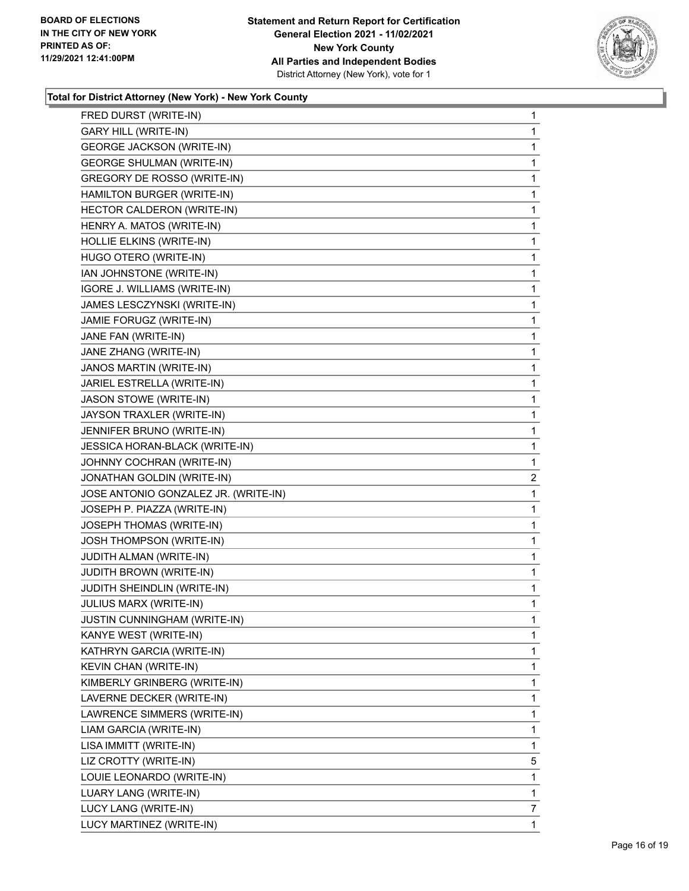**BOARD OF ELECTIONS IN THE CITY OF NEW YORK PRINTED AS OF: 11/29/2021 12:41:00PM**

**Statement and Return Report for Certification**
**General Election 2021 - 11/02/2021**
**New York County**
**All Parties and Independent Bodies**
District Attorney (New York), vote for 1

**Total for District Attorney (New York) - New York County**

| | |
|---|---|
| FRED DURST (WRITE-IN) | 1 |
| GARY HILL (WRITE-IN) | 1 |
| GEORGE JACKSON (WRITE-IN) | 1 |
| GEORGE SHULMAN (WRITE-IN) | 1 |
| GREGORY DE ROSSO (WRITE-IN) | 1 |
| HAMILTON BURGER (WRITE-IN) | 1 |
| HECTOR CALDERON (WRITE-IN) | 1 |
| HENRY A. MATOS (WRITE-IN) | 1 |
| HOLLIE ELKINS (WRITE-IN) | 1 |
| HUGO OTERO (WRITE-IN) | 1 |
| IAN JOHNSTONE (WRITE-IN) | 1 |
| IGORE J. WILLIAMS (WRITE-IN) | 1 |
| JAMES LESCZYNSKI (WRITE-IN) | 1 |
| JAMIE FORUGZ (WRITE-IN) | 1 |
| JANE FAN (WRITE-IN) | 1 |
| JANE ZHANG (WRITE-IN) | 1 |
| JANOS MARTIN (WRITE-IN) | 1 |
| JARIEL ESTRELLA (WRITE-IN) | 1 |
| JASON STOWE (WRITE-IN) | 1 |
| JAYSON TRAXLER (WRITE-IN) | 1 |
| JENNIFER BRUNO (WRITE-IN) | 1 |
| JESSICA HORAN-BLACK (WRITE-IN) | 1 |
| JOHNNY COCHRAN (WRITE-IN) | 1 |
| JONATHAN GOLDIN (WRITE-IN) | 2 |
| JOSE ANTONIO GONZALEZ JR. (WRITE-IN) | 1 |
| JOSEPH P. PIAZZA (WRITE-IN) | 1 |
| JOSEPH THOMAS (WRITE-IN) | 1 |
| JOSH THOMPSON (WRITE-IN) | 1 |
| JUDITH ALMAN (WRITE-IN) | 1 |
| JUDITH BROWN (WRITE-IN) | 1 |
| JUDITH SHEINDLIN (WRITE-IN) | 1 |
| JULIUS MARX (WRITE-IN) | 1 |
| JUSTIN CUNNINGHAM (WRITE-IN) | 1 |
| KANYE WEST (WRITE-IN) | 1 |
| KATHRYN GARCIA (WRITE-IN) | 1 |
| KEVIN CHAN (WRITE-IN) | 1 |
| KIMBERLY GRINBERG (WRITE-IN) | 1 |
| LAVERNE DECKER (WRITE-IN) | 1 |
| LAWRENCE SIMMERS (WRITE-IN) | 1 |
| LIAM GARCIA (WRITE-IN) | 1 |
| LISA IMMITT (WRITE-IN) | 1 |
| LIZ CROTTY (WRITE-IN) | 5 |
| LOUIE LEONARDO (WRITE-IN) | 1 |
| LUARY LANG (WRITE-IN) | 1 |
| LUCY LANG (WRITE-IN) | 7 |
| LUCY MARTINEZ (WRITE-IN) | 1 |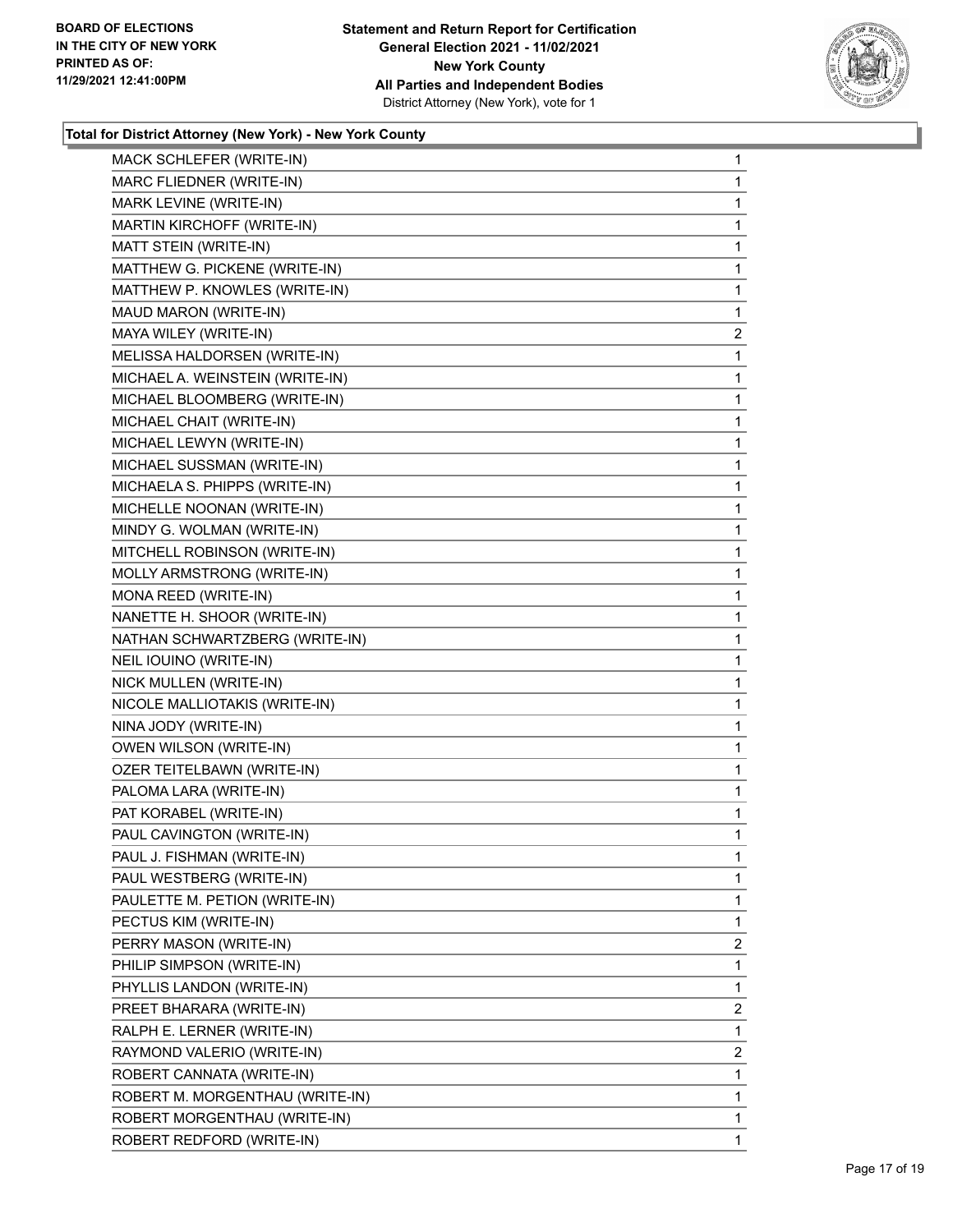**BOARD OF ELECTIONS IN THE CITY OF NEW YORK PRINTED AS OF: 11/29/2021 12:41:00PM**

**Statement and Return Report for Certification General Election 2021 - 11/02/2021 New York County All Parties and Independent Bodies**
District Attorney (New York), vote for 1

**Total for District Attorney (New York) - New York County**

| | |
|---|---|
| MACK SCHLEFER (WRITE-IN) | 1 |
| MARC FLIEDNER (WRITE-IN) | 1 |
| MARK LEVINE (WRITE-IN) | 1 |
| MARTIN KIRCHOFF (WRITE-IN) | 1 |
| MATT STEIN (WRITE-IN) | 1 |
| MATTHEW G. PICKENE (WRITE-IN) | 1 |
| MATTHEW P. KNOWLES (WRITE-IN) | 1 |
| MAUD MARON (WRITE-IN) | 1 |
| MAYA WILEY (WRITE-IN) | 2 |
| MELISSA HALDORSEN (WRITE-IN) | 1 |
| MICHAEL A. WEINSTEIN (WRITE-IN) | 1 |
| MICHAEL BLOOMBERG (WRITE-IN) | 1 |
| MICHAEL CHAIT (WRITE-IN) | 1 |
| MICHAEL LEWYN (WRITE-IN) | 1 |
| MICHAEL SUSSMAN (WRITE-IN) | 1 |
| MICHAELA S. PHIPPS (WRITE-IN) | 1 |
| MICHELLE NOONAN (WRITE-IN) | 1 |
| MINDY G. WOLMAN (WRITE-IN) | 1 |
| MITCHELL ROBINSON (WRITE-IN) | 1 |
| MOLLY ARMSTRONG (WRITE-IN) | 1 |
| MONA REED (WRITE-IN) | 1 |
| NANETTE H. SHOOR (WRITE-IN) | 1 |
| NATHAN SCHWARTZBERG (WRITE-IN) | 1 |
| NEIL IOUINO (WRITE-IN) | 1 |
| NICK MULLEN (WRITE-IN) | 1 |
| NICOLE MALLIOTAKIS (WRITE-IN) | 1 |
| NINA JODY (WRITE-IN) | 1 |
| OWEN WILSON (WRITE-IN) | 1 |
| OZER TEITELBAWN (WRITE-IN) | 1 |
| PALOMA LARA (WRITE-IN) | 1 |
| PAT KORABEL (WRITE-IN) | 1 |
| PAUL CAVINGTON (WRITE-IN) | 1 |
| PAUL J. FISHMAN (WRITE-IN) | 1 |
| PAUL WESTBERG (WRITE-IN) | 1 |
| PAULETTE M. PETION (WRITE-IN) | 1 |
| PECTUS KIM (WRITE-IN) | 1 |
| PERRY MASON (WRITE-IN) | 2 |
| PHILIP SIMPSON (WRITE-IN) | 1 |
| PHYLLIS LANDON (WRITE-IN) | 1 |
| PREET BHARARA (WRITE-IN) | 2 |
| RALPH E. LERNER (WRITE-IN) | 1 |
| RAYMOND VALERIO (WRITE-IN) | 2 |
| ROBERT CANNATA (WRITE-IN) | 1 |
| ROBERT M. MORGENTHAU (WRITE-IN) | 1 |
| ROBERT MORGENTHAU (WRITE-IN) | 1 |
| ROBERT REDFORD (WRITE-IN) | 1 |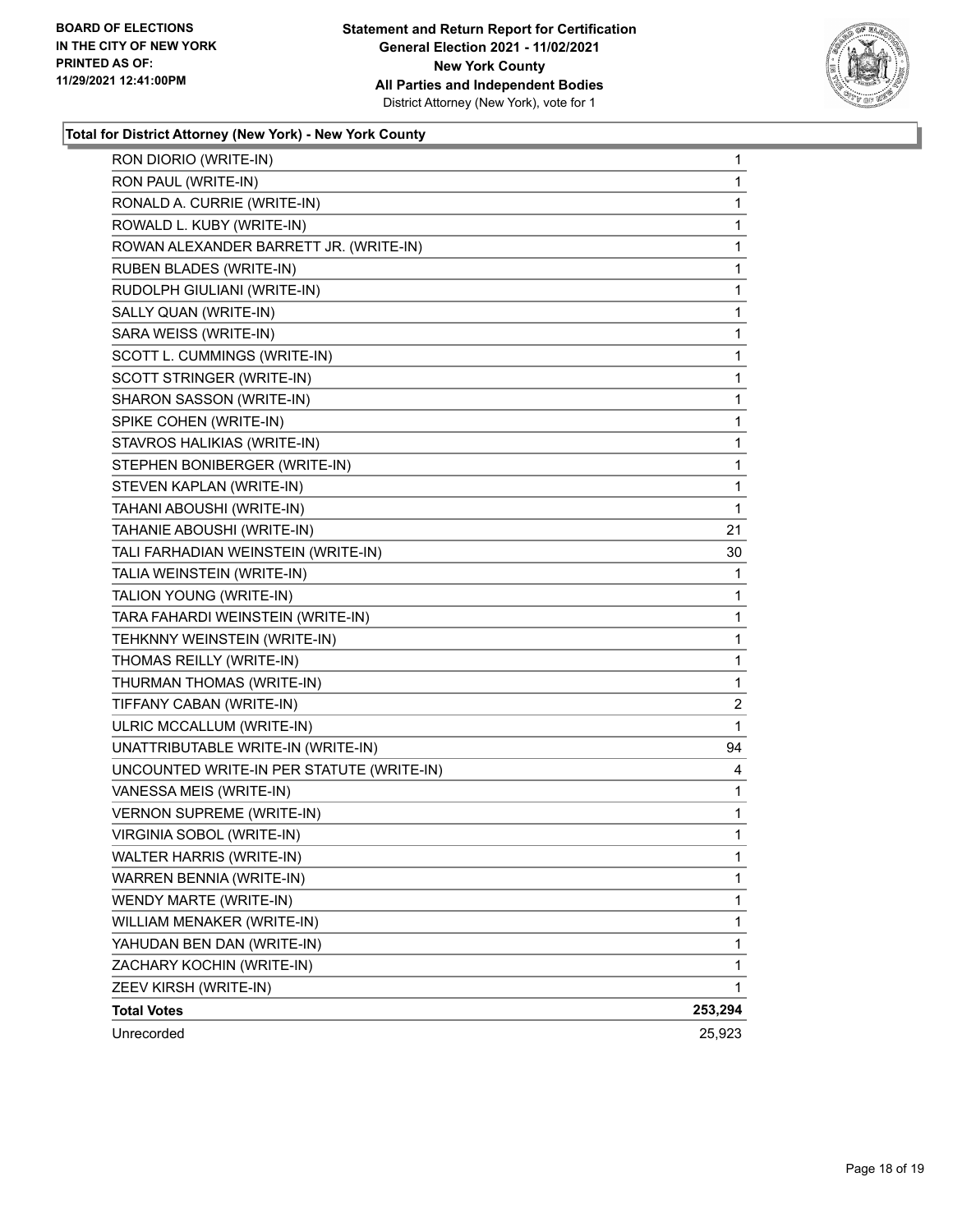**BOARD OF ELECTIONS IN THE CITY OF NEW YORK PRINTED AS OF: 11/29/2021 12:41:00PM**

**Statement and Return Report for Certification General Election 2021 - 11/02/2021 New York County All Parties and Independent Bodies**
District Attorney (New York), vote for 1

### Total for District Attorney (New York) - New York County

| | |
|---|---|
| RON DIORIO (WRITE-IN) | 1 |
| RON PAUL (WRITE-IN) | 1 |
| RONALD A. CURRIE (WRITE-IN) | 1 |
| ROWALD L. KUBY (WRITE-IN) | 1 |
| ROWAN ALEXANDER BARRETT JR. (WRITE-IN) | 1 |
| RUBEN BLADES (WRITE-IN) | 1 |
| RUDOLPH GIULIANI (WRITE-IN) | 1 |
| SALLY QUAN (WRITE-IN) | 1 |
| SARA WEISS (WRITE-IN) | 1 |
| SCOTT L. CUMMINGS (WRITE-IN) | 1 |
| SCOTT STRINGER (WRITE-IN) | 1 |
| SHARON SASSON (WRITE-IN) | 1 |
| SPIKE COHEN (WRITE-IN) | 1 |
| STAVROS HALIKIAS (WRITE-IN) | 1 |
| STEPHEN BONIBERGER (WRITE-IN) | 1 |
| STEVEN KAPLAN (WRITE-IN) | 1 |
| TAHANI ABOUSHI (WRITE-IN) | 1 |
| TAHANIE ABOUSHI (WRITE-IN) | 21 |
| TALI FARHADIAN WEINSTEIN (WRITE-IN) | 30 |
| TALIA WEINSTEIN (WRITE-IN) | 1 |
| TALION YOUNG (WRITE-IN) | 1 |
| TARA FAHARDI WEINSTEIN (WRITE-IN) | 1 |
| TEHKNNY WEINSTEIN (WRITE-IN) | 1 |
| THOMAS REILLY (WRITE-IN) | 1 |
| THURMAN THOMAS (WRITE-IN) | 1 |
| TIFFANY CABAN (WRITE-IN) | 2 |
| ULRIC MCCALLUM (WRITE-IN) | 1 |
| UNATTRIBUTABLE WRITE-IN (WRITE-IN) | 94 |
| UNCOUNTED WRITE-IN PER STATUTE (WRITE-IN) | 4 |
| VANESSA MEIS (WRITE-IN) | 1 |
| VERNON SUPREME (WRITE-IN) | 1 |
| VIRGINIA SOBOL (WRITE-IN) | 1 |
| WALTER HARRIS (WRITE-IN) | 1 |
| WARREN BENNIA (WRITE-IN) | 1 |
| WENDY MARTE (WRITE-IN) | 1 |
| WILLIAM MENAKER (WRITE-IN) | 1 |
| YAHUDAN BEN DAN (WRITE-IN) | 1 |
| ZACHARY KOCHIN (WRITE-IN) | 1 |
| ZEEV KIRSH (WRITE-IN) | 1 |
| **Total Votes** | **253,294** |
| Unrecorded | 25,923 |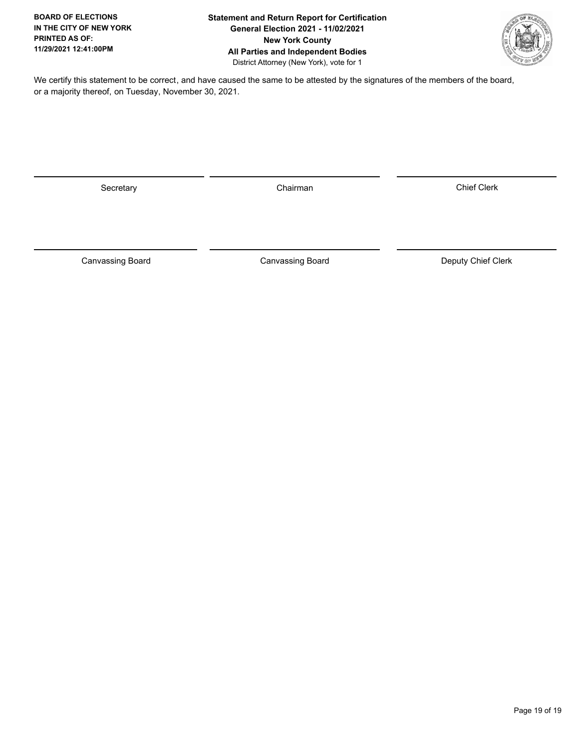We certify this statement to be correct, and have caused the same to be attested by the signatures of the members of the board, or a majority thereof, on Tuesday, November 30, 2021.

| | | |
|---|---|---|
| Secretary | Chairman | Chief Clerk |
| Canvassing Board | Canvassing Board | Deputy Chief Clerk |